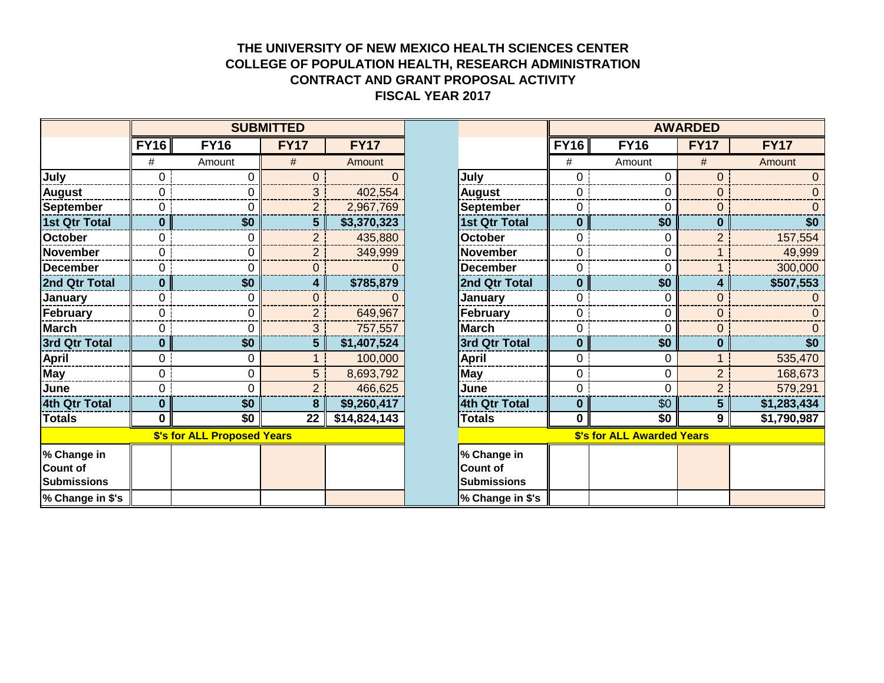# THE UNIVERSITY OF NEW MEXICO HEALTH SCIENCES CENTER
## COLLEGE OF POPULATION HEALTH, RESEARCH ADMINISTRATION
## CONTRACT AND GRANT PROPOSAL ACTIVITY
## FISCAL YEAR 2017

| | SUBMITTED | | | |
|---|---|---|---|---|
| | FY16 | FY16 | FY17 | FY17 |
| | # | Amount | # | Amount |
| **July** | 0 | 0 | 0 | 0 |
| **August** | 0 | 0 | 3 | 402,554 |
| **September** | 0 | 0 | 2 | 2,967,769 |
| **1st Qtr Total** | **0** | **$0** | **5** | **$3,370,323** |
| **October** | 0 | 0 | 2 | 435,880 |
| **November** | 0 | 0 | 2 | 349,999 |
| **December** | 0 | 0 | 0 | 0 |
| **2nd Qtr Total** | **0** | **$0** | **4** | **$785,879** |
| **January** | 0 | 0 | 0 | 0 |
| **February** | 0 | 0 | 2 | 649,967 |
| **March** | 0 | 0 | 3 | 757,557 |
| **3rd Qtr Total** | **0** | **$0** | **5** | **$1,407,524** |
| **April** | 0 | 0 | 1 | 100,000 |
| **May** | 0 | 0 | 5 | 8,693,792 |
| **June** | 0 | 0 | 2 | 466,625 |
| **4th Qtr Total** | **0** | **$0** | **8** | **$9,260,417** |
| **Totals** | **0** | **$0** | **22** | **$14,824,143** |
| | **$'s for ALL Proposed Years** | | | |
| **% Change in Count of Submissions** | | | | |
| **% Change in $'s** | | | | |

| | AWARDED | | | |
|---|---|---|---|---|
| | FY16 | FY16 | FY17 | FY17 |
| | # | Amount | # | Amount |
| **July** | 0 | 0 | 0 | 0 |
| **August** | 0 | 0 | 0 | 0 |
| **September** | 0 | 0 | 0 | 0 |
| **1st Qtr Total** | **0** | **$0** | **0** | **$0** |
| **October** | 0 | 0 | 2 | 157,554 |
| **November** | 0 | 0 | 1 | 49,999 |
| **December** | 0 | 0 | 1 | 300,000 |
| **2nd Qtr Total** | **0** | **$0** | **4** | **$507,553** |
| **January** | 0 | 0 | 0 | 0 |
| **February** | 0 | 0 | 0 | 0 |
| **March** | 0 | 0 | 0 | 0 |
| **3rd Qtr Total** | **0** | **$0** | **0** | **$0** |
| **April** | 0 | 0 | 1 | 535,470 |
| **May** | 0 | 0 | 2 | 168,673 |
| **June** | 0 | 0 | 2 | 579,291 |
| **4th Qtr Total** | **0** | $0 | **5** | **$1,283,434** |
| **Totals** | **0** | **$0** | **9** | **$1,790,987** |
| | **$'s for ALL Awarded Years** | | | |
| **% Change in Count of Submissions** | | | | |
| **% Change in $'s** | | | | |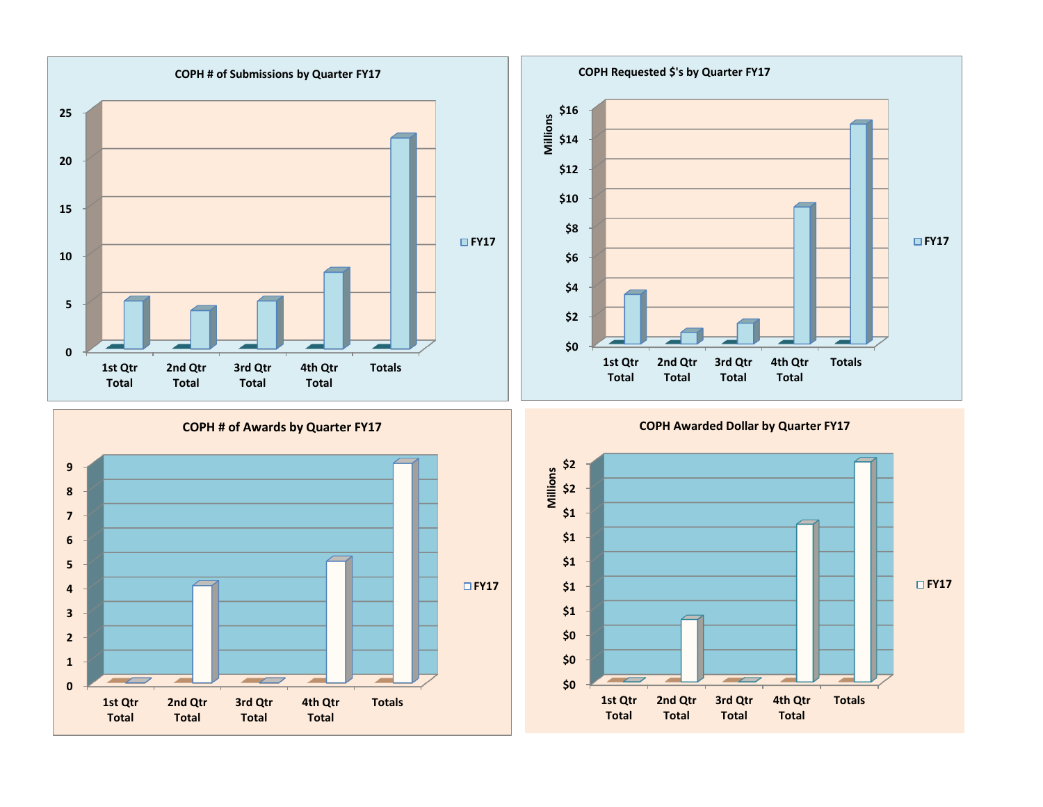COPH # of Submissions by Quarter FY17

25
20
15
10
5
0

1st Qtr Total
2nd Qtr Total
3rd Qtr Total
4th Qtr Total
Totals

FY17

COPH Requested $'s by Quarter FY17

Millions

$16
$14
$12
$10
$8
$6
$4
$2
$0

1st Qtr Total
2nd Qtr Total
3rd Qtr Total
4th Qtr Total
Totals

FY17

COPH # of Awards by Quarter FY17

9
8
7
6
5
4
3
2
1
0

1st Qtr Total
2nd Qtr Total
3rd Qtr Total
4th Qtr Total
Totals

FY17

COPH Awarded Dollar by Quarter FY17

Millions

$2
$2
$1
$1
$1
$1
$1
$0
$0
$0

1st Qtr Total
2nd Qtr Total
3rd Qtr Total
4th Qtr Total
Totals

FY17